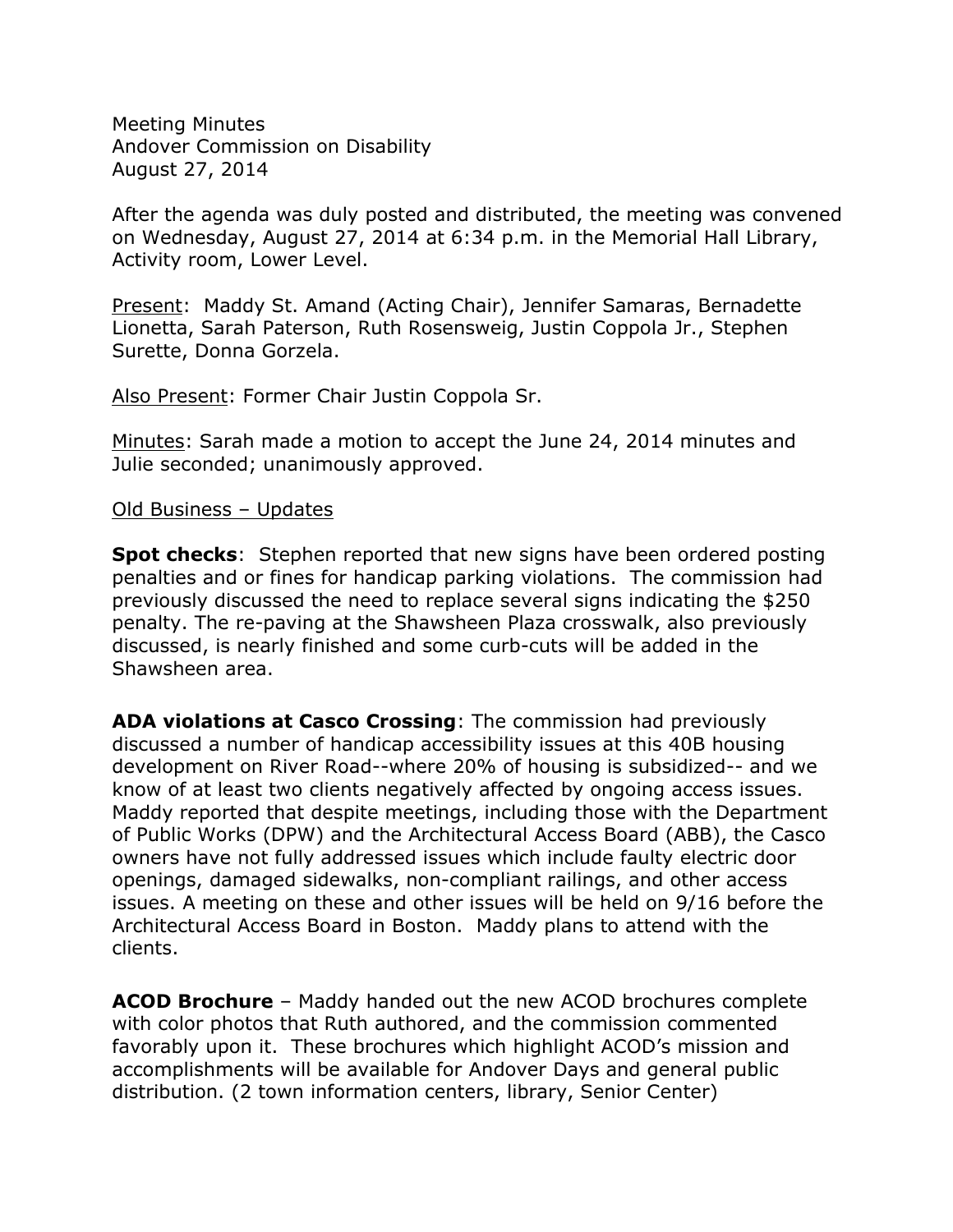Meeting Minutes
Andover Commission on Disability
August 27, 2014

After the agenda was duly posted and distributed, the meeting was convened on Wednesday, August 27, 2014 at 6:34 p.m. in the Memorial Hall Library, Activity room, Lower Level.

Present: Maddy St. Amand (Acting Chair), Jennifer Samaras, Bernadette Lionetta, Sarah Paterson, Ruth Rosensweig, Justin Coppola Jr., Stephen Surette, Donna Gorzela.

Also Present: Former Chair Justin Coppola Sr.

Minutes: Sarah made a motion to accept the June 24, 2014 minutes and Julie seconded; unanimously approved.

Old Business – Updates

**Spot checks**: Stephen reported that new signs have been ordered posting penalties and or fines for handicap parking violations. The commission had previously discussed the need to replace several signs indicating the $250 penalty. The re-paving at the Shawsheen Plaza crosswalk, also previously discussed, is nearly finished and some curb-cuts will be added in the Shawsheen area.

**ADA violations at Casco Crossing**: The commission had previously discussed a number of handicap accessibility issues at this 40B housing development on River Road--where 20% of housing is subsidized-- and we know of at least two clients negatively affected by ongoing access issues. Maddy reported that despite meetings, including those with the Department of Public Works (DPW) and the Architectural Access Board (ABB), the Casco owners have not fully addressed issues which include faulty electric door openings, damaged sidewalks, non-compliant railings, and other access issues. A meeting on these and other issues will be held on 9/16 before the Architectural Access Board in Boston. Maddy plans to attend with the clients.

**ACOD Brochure** – Maddy handed out the new ACOD brochures complete with color photos that Ruth authored, and the commission commented favorably upon it. These brochures which highlight ACOD's mission and accomplishments will be available for Andover Days and general public distribution. (2 town information centers, library, Senior Center)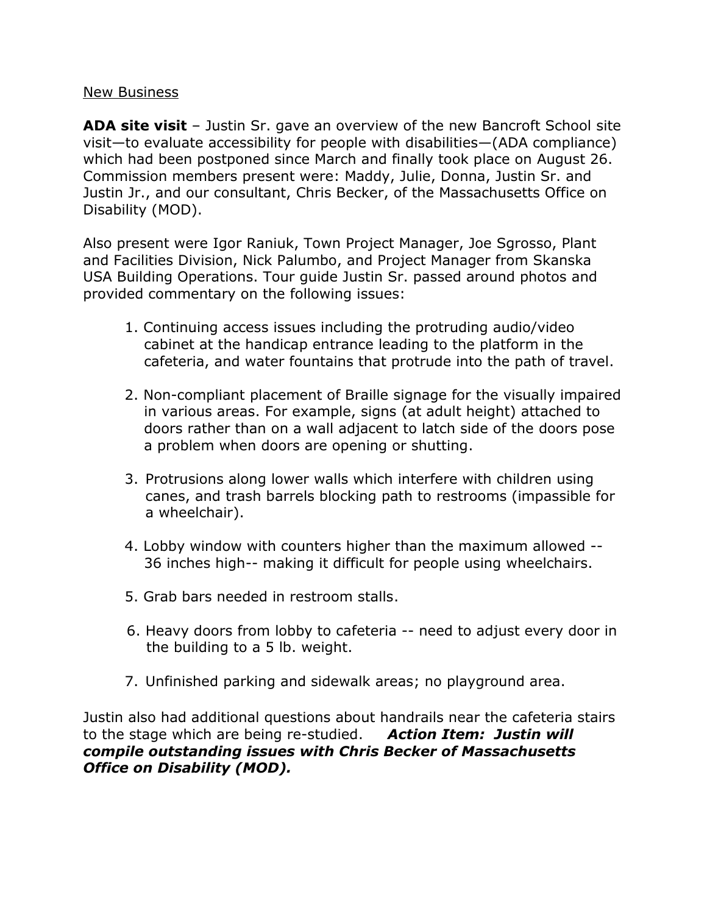New Business

**ADA site visit** – Justin Sr. gave an overview of the new Bancroft School site visit—to evaluate accessibility for people with disabilities—(ADA compliance) which had been postponed since March and finally took place on August 26. Commission members present were: Maddy, Julie, Donna, Justin Sr. and Justin Jr., and our consultant, Chris Becker, of the Massachusetts Office on Disability (MOD).

Also present were Igor Raniuk, Town Project Manager, Joe Sgrosso, Plant and Facilities Division, Nick Palumbo, and Project Manager from Skanska USA Building Operations. Tour guide Justin Sr. passed around photos and provided commentary on the following issues:

1. Continuing access issues including the protruding audio/video cabinet at the handicap entrance leading to the platform in the cafeteria, and water fountains that protrude into the path of travel.

2. Non-compliant placement of Braille signage for the visually impaired in various areas. For example, signs (at adult height) attached to doors rather than on a wall adjacent to latch side of the doors pose a problem when doors are opening or shutting.

3. Protrusions along lower walls which interfere with children using canes, and trash barrels blocking path to restrooms (impassible for a wheelchair).

4. Lobby window with counters higher than the maximum allowed -- 36 inches high-- making it difficult for people using wheelchairs.

5. Grab bars needed in restroom stalls.

6. Heavy doors from lobby to cafeteria -- need to adjust every door in the building to a 5 lb. weight.

7. Unfinished parking and sidewalk areas; no playground area.

Justin also had additional questions about handrails near the cafeteria stairs to the stage which are being re-studied. ***Action Item: Justin will compile outstanding issues with Chris Becker of Massachusetts Office on Disability (MOD).***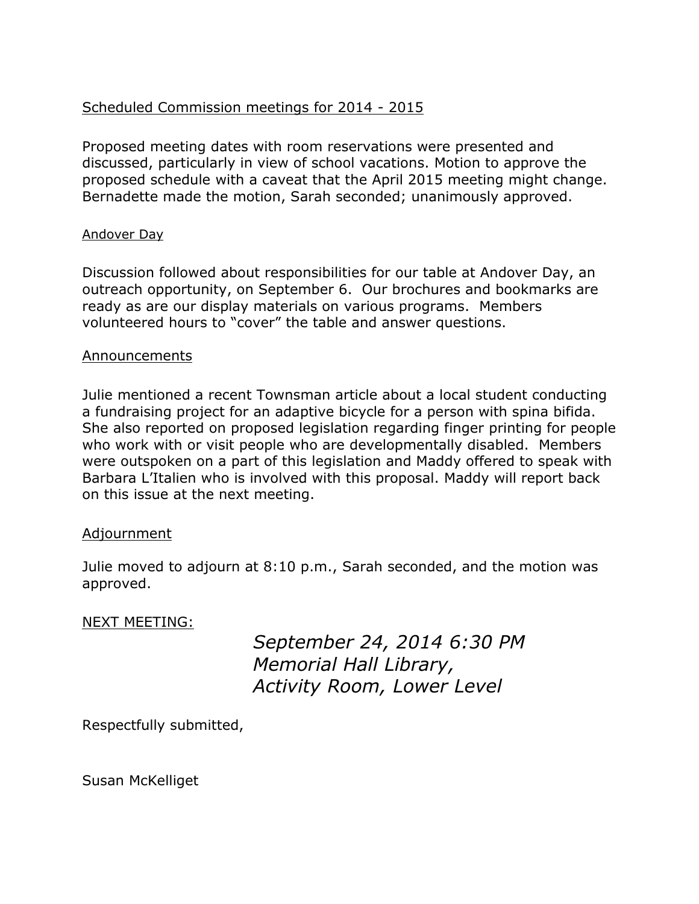Scheduled Commission meetings for 2014 - 2015

Proposed meeting dates with room reservations were presented and discussed, particularly in view of school vacations. Motion to approve the proposed schedule with a caveat that the April 2015 meeting might change. Bernadette made the motion, Sarah seconded; unanimously approved.

Andover Day

Discussion followed about responsibilities for our table at Andover Day, an outreach opportunity, on September 6. Our brochures and bookmarks are ready as are our display materials on various programs. Members volunteered hours to "cover" the table and answer questions.

Announcements

Julie mentioned a recent Townsman article about a local student conducting a fundraising project for an adaptive bicycle for a person with spina bifida. She also reported on proposed legislation regarding finger printing for people who work with or visit people who are developmentally disabled. Members were outspoken on a part of this legislation and Maddy offered to speak with Barbara L'Italien who is involved with this proposal. Maddy will report back on this issue at the next meeting.

Adjournment

Julie moved to adjourn at 8:10 p.m., Sarah seconded, and the motion was approved.

NEXT MEETING:

*September 24, 2014 6:30 PM*
*Memorial Hall Library,*
*Activity Room, Lower Level*

Respectfully submitted,

Susan McKelliget